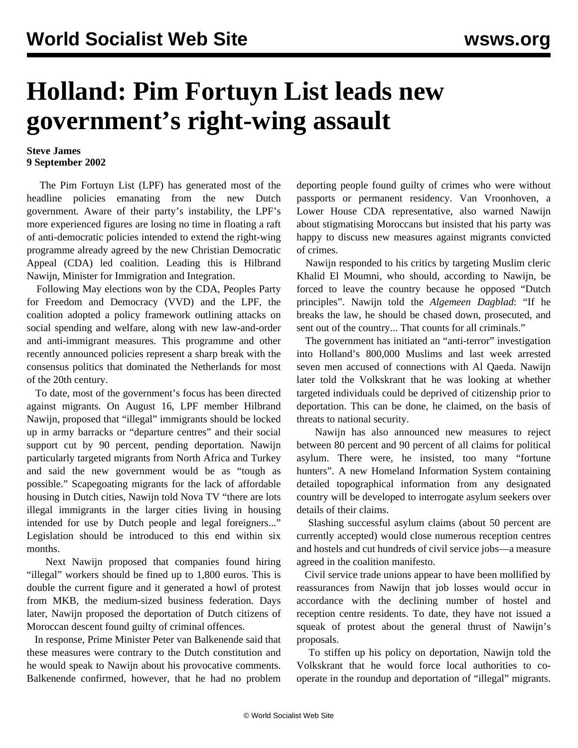# Holland: Pim Fortuyn List leads new government's right-wing assault

**Steve James**
**9 September 2002**

The Pim Fortuyn List (LPF) has generated most of the headline policies emanating from the new Dutch government. Aware of their party's instability, the LPF's more experienced figures are losing no time in floating a raft of anti-democratic policies intended to extend the right-wing programme already agreed by the new Christian Democratic Appeal (CDA) led coalition. Leading this is Hilbrand Nawijn, Minister for Immigration and Integration.

Following May elections won by the CDA, Peoples Party for Freedom and Democracy (VVD) and the LPF, the coalition adopted a policy framework outlining attacks on social spending and welfare, along with new law-and-order and anti-immigrant measures. This programme and other recently announced policies represent a sharp break with the consensus politics that dominated the Netherlands for most of the 20th century.

To date, most of the government's focus has been directed against migrants. On August 16, LPF member Hilbrand Nawijn, proposed that "illegal" immigrants should be locked up in army barracks or "departure centres" and their social support cut by 90 percent, pending deportation. Nawijn particularly targeted migrants from North Africa and Turkey and said the new government would be as "tough as possible." Scapegoating migrants for the lack of affordable housing in Dutch cities, Nawijn told Nova TV "there are lots illegal immigrants in the larger cities living in housing intended for use by Dutch people and legal foreigners..." Legislation should be introduced to this end within six months.

Next Nawijn proposed that companies found hiring "illegal" workers should be fined up to 1,800 euros. This is double the current figure and it generated a howl of protest from MKB, the medium-sized business federation. Days later, Nawijn proposed the deportation of Dutch citizens of Moroccan descent found guilty of criminal offences.

In response, Prime Minister Peter van Balkenende said that these measures were contrary to the Dutch constitution and he would speak to Nawijn about his provocative comments. Balkenende confirmed, however, that he had no problem deporting people found guilty of crimes who were without passports or permanent residency. Van Vroonhoven, a Lower House CDA representative, also warned Nawijn about stigmatising Moroccans but insisted that his party was happy to discuss new measures against migrants convicted of crimes.

Nawijn responded to his critics by targeting Muslim cleric Khalid El Moumni, who should, according to Nawijn, be forced to leave the country because he opposed "Dutch principles". Nawijn told the *Algemeen Dagblad*: "If he breaks the law, he should be chased down, prosecuted, and sent out of the country... That counts for all criminals."

The government has initiated an "anti-terror" investigation into Holland's 800,000 Muslims and last week arrested seven men accused of connections with Al Qaeda. Nawijn later told the Volkskrant that he was looking at whether targeted individuals could be deprived of citizenship prior to deportation. This can be done, he claimed, on the basis of threats to national security.

Nawijn has also announced new measures to reject between 80 percent and 90 percent of all claims for political asylum. There were, he insisted, too many "fortune hunters". A new Homeland Information System containing detailed topographical information from any designated country will be developed to interrogate asylum seekers over details of their claims.

Slashing successful asylum claims (about 50 percent are currently accepted) would close numerous reception centres and hostels and cut hundreds of civil service jobs—a measure agreed in the coalition manifesto.

Civil service trade unions appear to have been mollified by reassurances from Nawijn that job losses would occur in accordance with the declining number of hostel and reception centre residents. To date, they have not issued a squeak of protest about the general thrust of Nawijn's proposals.

To stiffen up his policy on deportation, Nawijn told the Volkskrant that he would force local authorities to co-operate in the roundup and deportation of "illegal" migrants.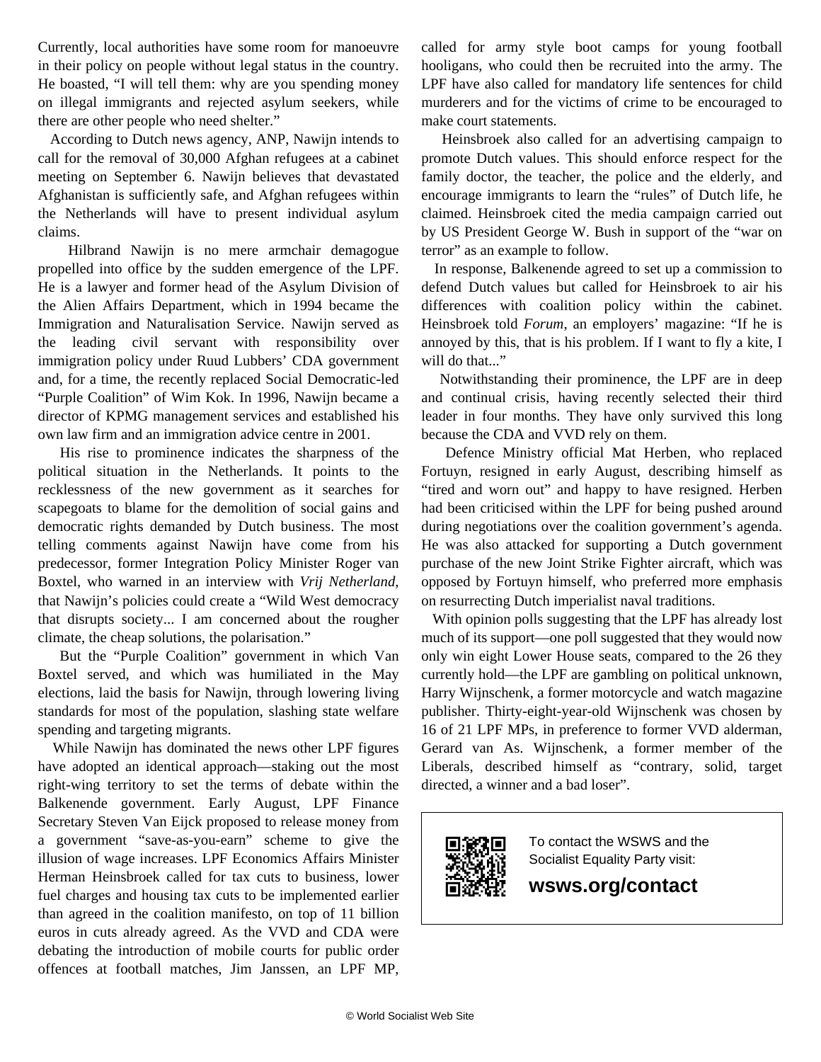Currently, local authorities have some room for manoeuvre in their policy on people without legal status in the country. He boasted, "I will tell them: why are you spending money on illegal immigrants and rejected asylum seekers, while there are other people who need shelter."

According to Dutch news agency, ANP, Nawijn intends to call for the removal of 30,000 Afghan refugees at a cabinet meeting on September 6. Nawijn believes that devastated Afghanistan is sufficiently safe, and Afghan refugees within the Netherlands will have to present individual asylum claims.

Hilbrand Nawijn is no mere armchair demagogue propelled into office by the sudden emergence of the LPF. He is a lawyer and former head of the Asylum Division of the Alien Affairs Department, which in 1994 became the Immigration and Naturalisation Service. Nawijn served as the leading civil servant with responsibility over immigration policy under Ruud Lubbers' CDA government and, for a time, the recently replaced Social Democratic-led "Purple Coalition" of Wim Kok. In 1996, Nawijn became a director of KPMG management services and established his own law firm and an immigration advice centre in 2001.

His rise to prominence indicates the sharpness of the political situation in the Netherlands. It points to the recklessness of the new government as it searches for scapegoats to blame for the demolition of social gains and democratic rights demanded by Dutch business. The most telling comments against Nawijn have come from his predecessor, former Integration Policy Minister Roger van Boxtel, who warned in an interview with *Vrij Netherland*, that Nawijn's policies could create a "Wild West democracy that disrupts society... I am concerned about the rougher climate, the cheap solutions, the polarisation."

But the "Purple Coalition" government in which Van Boxtel served, and which was humiliated in the May elections, laid the basis for Nawijn, through lowering living standards for most of the population, slashing state welfare spending and targeting migrants.

While Nawijn has dominated the news other LPF figures have adopted an identical approach—staking out the most right-wing territory to set the terms of debate within the Balkenende government. Early August, LPF Finance Secretary Steven Van Eijck proposed to release money from a government "save-as-you-earn" scheme to give the illusion of wage increases. LPF Economics Affairs Minister Herman Heinsbroek called for tax cuts to business, lower fuel charges and housing tax cuts to be implemented earlier than agreed in the coalition manifesto, on top of 11 billion euros in cuts already agreed. As the VVD and CDA were debating the introduction of mobile courts for public order offences at football matches, Jim Janssen, an LPF MP, called for army style boot camps for young football hooligans, who could then be recruited into the army. The LPF have also called for mandatory life sentences for child murderers and for the victims of crime to be encouraged to make court statements.

Heinsbroek also called for an advertising campaign to promote Dutch values. This should enforce respect for the family doctor, the teacher, the police and the elderly, and encourage immigrants to learn the "rules" of Dutch life, he claimed. Heinsbroek cited the media campaign carried out by US President George W. Bush in support of the "war on terror" as an example to follow.

In response, Balkenende agreed to set up a commission to defend Dutch values but called for Heinsbroek to air his differences with coalition policy within the cabinet. Heinsbroek told *Forum*, an employers' magazine: "If he is annoyed by this, that is his problem. If I want to fly a kite, I will do that..."

Notwithstanding their prominence, the LPF are in deep and continual crisis, having recently selected their third leader in four months. They have only survived this long because the CDA and VVD rely on them.

Defence Ministry official Mat Herben, who replaced Fortuyn, resigned in early August, describing himself as "tired and worn out" and happy to have resigned. Herben had been criticised within the LPF for being pushed around during negotiations over the coalition government's agenda. He was also attacked for supporting a Dutch government purchase of the new Joint Strike Fighter aircraft, which was opposed by Fortuyn himself, who preferred more emphasis on resurrecting Dutch imperialist naval traditions.

With opinion polls suggesting that the LPF has already lost much of its support—one poll suggested that they would now only win eight Lower House seats, compared to the 26 they currently hold—the LPF are gambling on political unknown, Harry Wijnschenk, a former motorcycle and watch magazine publisher. Thirty-eight-year-old Wijnschenk was chosen by 16 of 21 LPF MPs, in preference to former VVD alderman, Gerard van As. Wijnschenk, a former member of the Liberals, described himself as "contrary, solid, target directed, a winner and a bad loser".

To contact the WSWS and the Socialist Equality Party visit:

**wsws.org/contact**